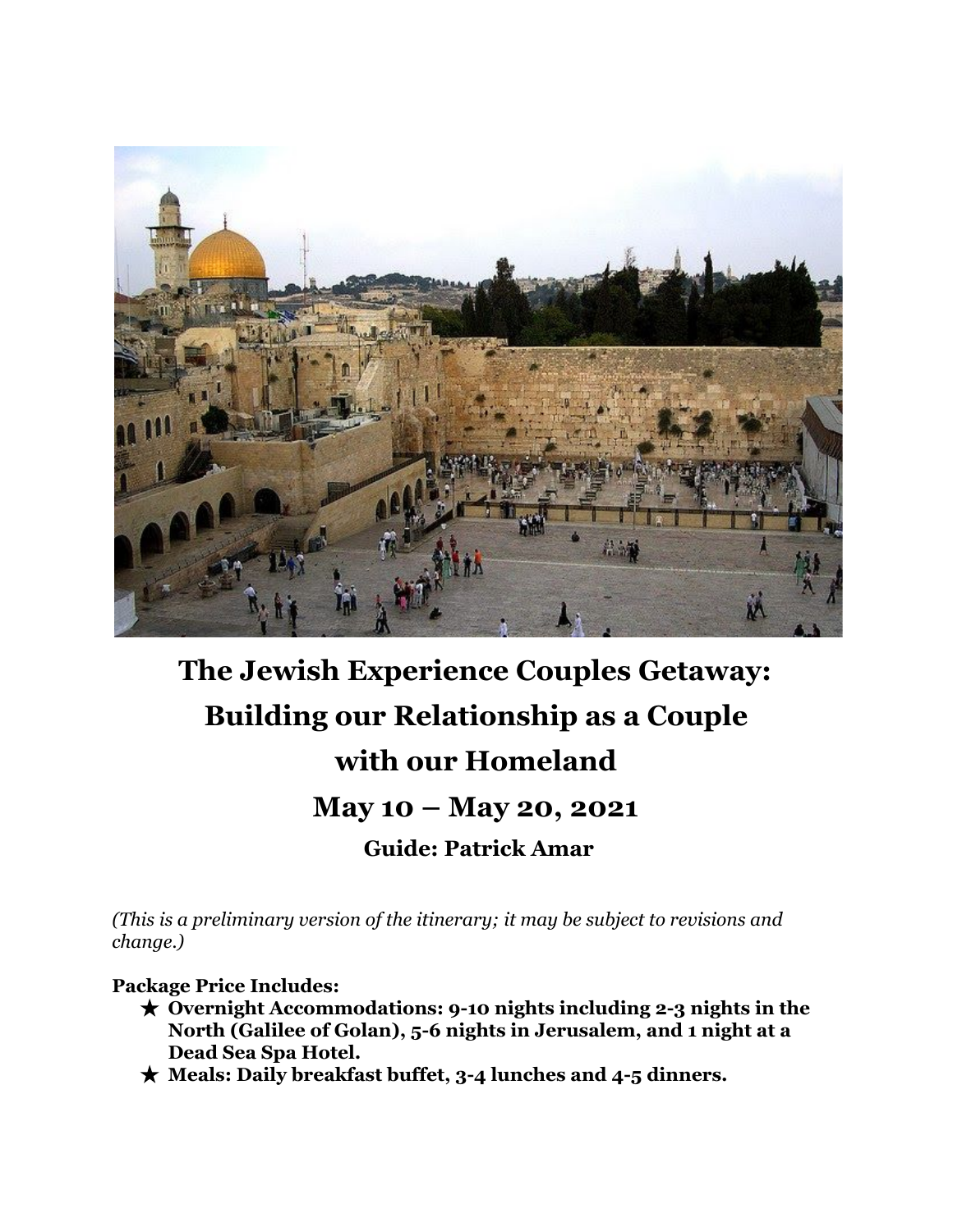# The Jewish Experience Couples Getaway: Building our Relationship as a Couple with our Homeland

## May 10 – May 20, 2021

### Guide: Patrick Amar

*(This is a preliminary version of the itinerary; it may be subject to revisions and change.)*

**Package Price Includes:**

- **Overnight Accommodations: 9-10 nights including 2-3 nights in the North (Galilee of Golan), 5-6 nights in Jerusalem, and 1 night at a Dead Sea Spa Hotel.**
- **Meals: Daily breakfast buffet, 3-4 lunches and 4-5 dinners.**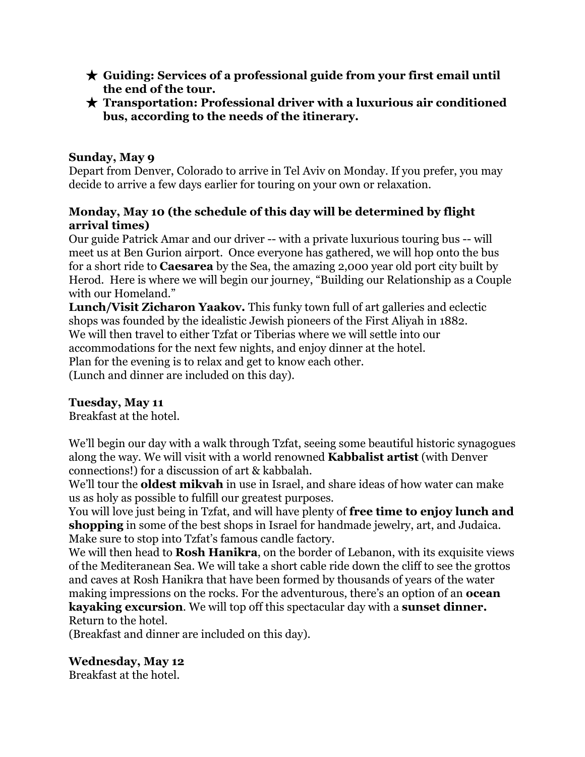- ★ **Guiding: Services of a professional guide from your first email until the end of the tour.**
- ★ **Transportation: Professional driver with a luxurious air conditioned bus, according to the needs of the itinerary.**

**Sunday, May 9**

Depart from Denver, Colorado to arrive in Tel Aviv on Monday. If you prefer, you may decide to arrive a few days earlier for touring on your own or relaxation.

**Monday, May 10 (the schedule of this day will be determined by flight arrival times)**

Our guide Patrick Amar and our driver -- with a private luxurious touring bus -- will meet us at Ben Gurion airport. Once everyone has gathered, we will hop onto the bus for a short ride to **Caesarea** by the Sea, the amazing 2,000 year old port city built by Herod. Here is where we will begin our journey, "Building our Relationship as a Couple with our Homeland."

**Lunch/Visit Zicharon Yaakov.** This funky town full of art galleries and eclectic shops was founded by the idealistic Jewish pioneers of the First Aliyah in 1882.

We will then travel to either Tzfat or Tiberias where we will settle into our accommodations for the next few nights, and enjoy dinner at the hotel.

Plan for the evening is to relax and get to know each other.

(Lunch and dinner are included on this day).

**Tuesday, May 11**

Breakfast at the hotel.

We'll begin our day with a walk through Tzfat, seeing some beautiful historic synagogues along the way. We will visit with a world renowned **Kabbalist artist** (with Denver connections!) for a discussion of art & kabbalah.

We'll tour the **oldest mikvah** in use in Israel, and share ideas of how water can make us as holy as possible to fulfill our greatest purposes.

You will love just being in Tzfat, and will have plenty of **free time to enjoy lunch and shopping** in some of the best shops in Israel for handmade jewelry, art, and Judaica. Make sure to stop into Tzfat's famous candle factory.

We will then head to **Rosh Hanikra**, on the border of Lebanon, with its exquisite views of the Mediteranean Sea. We will take a short cable ride down the cliff to see the grottos and caves at Rosh Hanikra that have been formed by thousands of years of the water making impressions on the rocks. For the adventurous, there's an option of an **ocean kayaking excursion**. We will top off this spectacular day with a **sunset dinner.**

Return to the hotel.

(Breakfast and dinner are included on this day).

**Wednesday, May 12**

Breakfast at the hotel.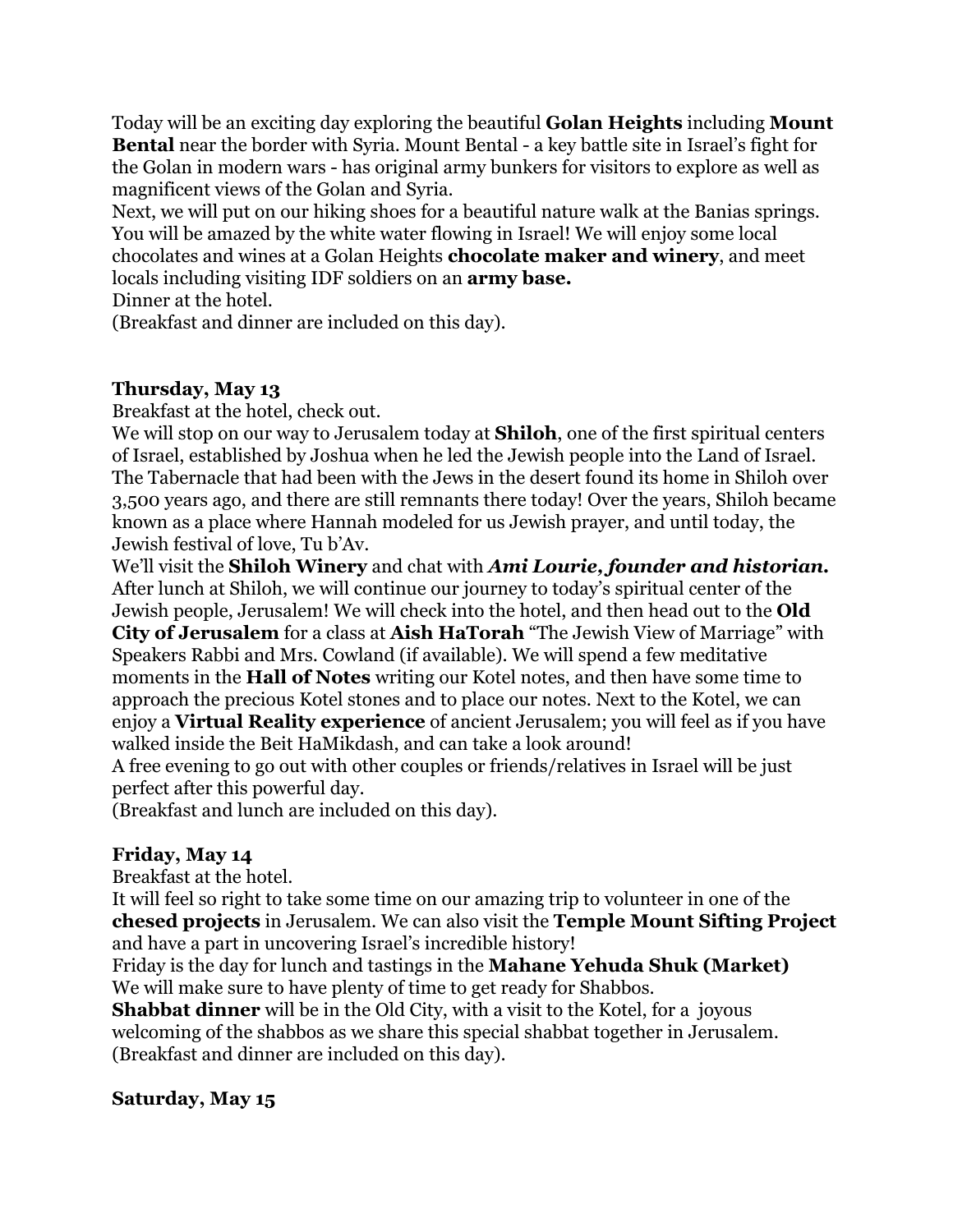Today will be an exciting day exploring the beautiful **Golan Heights** including **Mount Bental** near the border with Syria. Mount Bental - a key battle site in Israel's fight for the Golan in modern wars - has original army bunkers for visitors to explore as well as magnificent views of the Golan and Syria.
Next, we will put on our hiking shoes for a beautiful nature walk at the Banias springs. You will be amazed by the white water flowing in Israel! We will enjoy some local chocolates and wines at a Golan Heights **chocolate maker and winery**, and meet locals including visiting IDF soldiers on an **army base.**
Dinner at the hotel.
(Breakfast and dinner are included on this day).

**Thursday, May 13**

Breakfast at the hotel, check out.
We will stop on our way to Jerusalem today at **Shiloh**, one of the first spiritual centers of Israel, established by Joshua when he led the Jewish people into the Land of Israel. The Tabernacle that had been with the Jews in the desert found its home in Shiloh over 3,500 years ago, and there are still remnants there today! Over the years, Shiloh became known as a place where Hannah modeled for us Jewish prayer, and until today, the Jewish festival of love, Tu b'Av.
We'll visit the **Shiloh Winery** and chat with ***Ami Lourie, founder and historian.***
After lunch at Shiloh, we will continue our journey to today's spiritual center of the Jewish people, Jerusalem! We will check into the hotel, and then head out to the **Old City of Jerusalem** for a class at **Aish HaTorah** "The Jewish View of Marriage" with Speakers Rabbi and Mrs. Cowland (if available). We will spend a few meditative moments in the **Hall of Notes** writing our Kotel notes, and then have some time to approach the precious Kotel stones and to place our notes. Next to the Kotel, we can enjoy a **Virtual Reality experience** of ancient Jerusalem; you will feel as if you have walked inside the Beit HaMikdash, and can take a look around!
A free evening to go out with other couples or friends/relatives in Israel will be just perfect after this powerful day.
(Breakfast and lunch are included on this day).

**Friday, May 14**

Breakfast at the hotel.
It will feel so right to take some time on our amazing trip to volunteer in one of the **chesed projects** in Jerusalem. We can also visit the **Temple Mount Sifting Project** and have a part in uncovering Israel's incredible history!
Friday is the day for lunch and tastings in the **Mahane Yehuda Shuk (Market)**
We will make sure to have plenty of time to get ready for Shabbos.
**Shabbat dinner** will be in the Old City, with a visit to the Kotel, for a joyous welcoming of the shabbos as we share this special shabbat together in Jerusalem.
(Breakfast and dinner are included on this day).

**Saturday, May 15**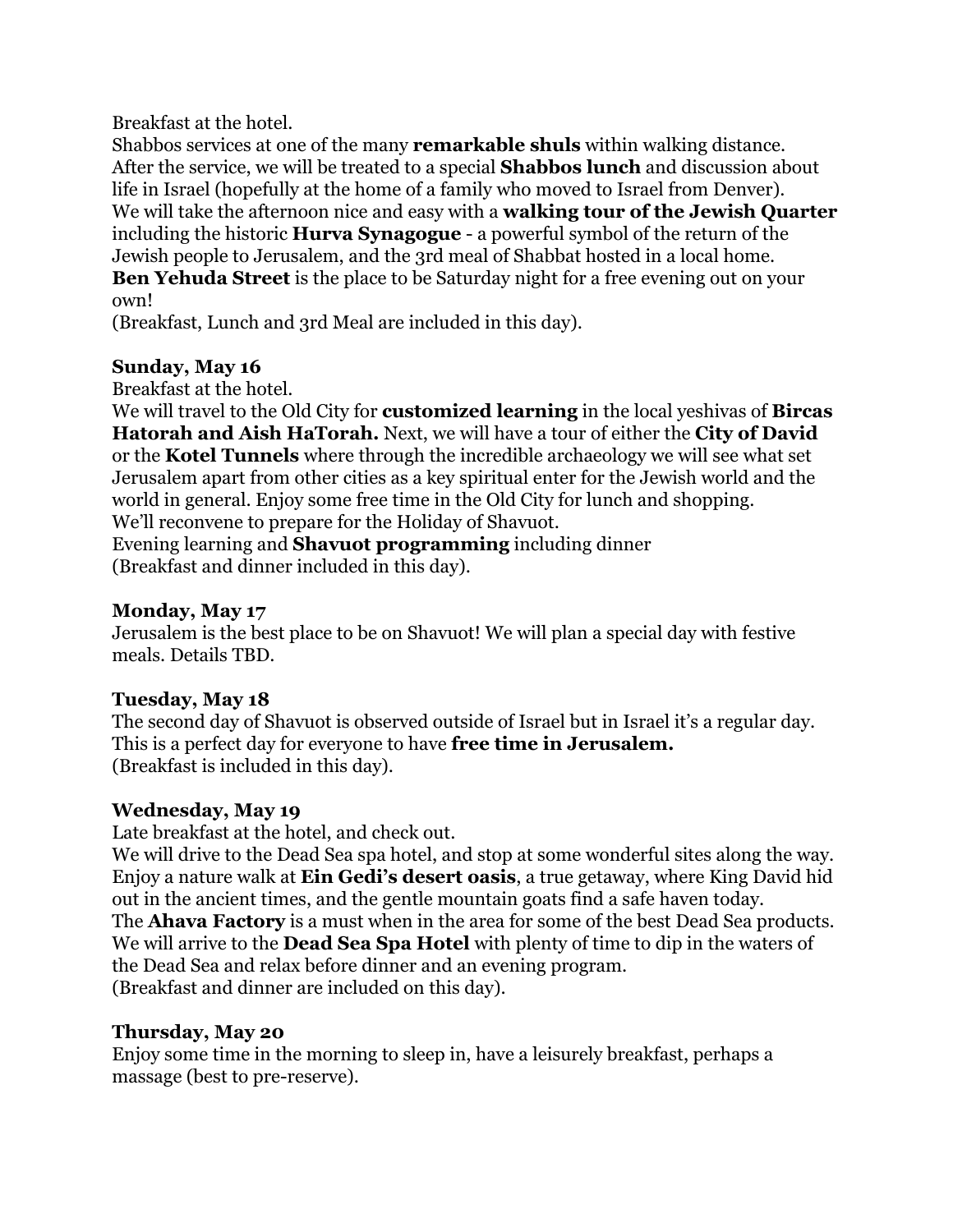Breakfast at the hotel.
Shabbos services at one of the many **remarkable shuls** within walking distance.
After the service, we will be treated to a special **Shabbos lunch** and discussion about life in Israel (hopefully at the home of a family who moved to Israel from Denver).
We will take the afternoon nice and easy with a **walking tour of the Jewish Quarter** including the historic **Hurva Synagogue** - a powerful symbol of the return of the Jewish people to Jerusalem, and the 3rd meal of Shabbat hosted in a local home.
**Ben Yehuda Street** is the place to be Saturday night for a free evening out on your own!
(Breakfast, Lunch and 3rd Meal are included in this day).

**Sunday, May 16**
Breakfast at the hotel.
We will travel to the Old City for **customized learning** in the local yeshivas of **Bircas Hatorah and Aish HaTorah.** Next, we will have a tour of either the **City of David** or the **Kotel Tunnels** where through the incredible archaeology we will see what set Jerusalem apart from other cities as a key spiritual enter for the Jewish world and the world in general. Enjoy some free time in the Old City for lunch and shopping.
We'll reconvene to prepare for the Holiday of Shavuot.
Evening learning and **Shavuot programming** including dinner
(Breakfast and dinner included in this day).

**Monday, May 17**
Jerusalem is the best place to be on Shavuot! We will plan a special day with festive meals. Details TBD.

**Tuesday, May 18**
The second day of Shavuot is observed outside of Israel but in Israel it's a regular day. This is a perfect day for everyone to have **free time in Jerusalem.**
(Breakfast is included in this day).

**Wednesday, May 19**
Late breakfast at the hotel, and check out.
We will drive to the Dead Sea spa hotel, and stop at some wonderful sites along the way. Enjoy a nature walk at **Ein Gedi's desert oasis**, a true getaway, where King David hid out in the ancient times, and the gentle mountain goats find a safe haven today.
The **Ahava Factory** is a must when in the area for some of the best Dead Sea products.
We will arrive to the **Dead Sea Spa Hotel** with plenty of time to dip in the waters of the Dead Sea and relax before dinner and an evening program.
(Breakfast and dinner are included on this day).

**Thursday, May 20**
Enjoy some time in the morning to sleep in, have a leisurely breakfast, perhaps a massage (best to pre-reserve).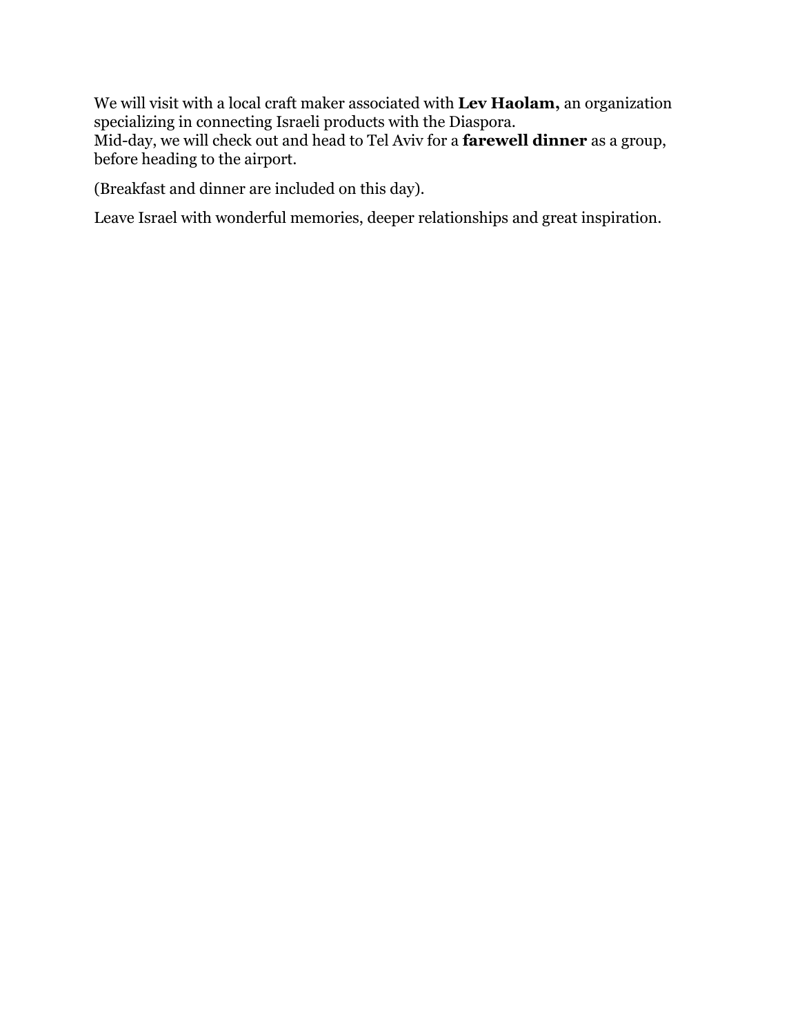We will visit with a local craft maker associated with **Lev Haolam,** an organization specializing in connecting Israeli products with the Diaspora.
Mid-day, we will check out and head to Tel Aviv for a **farewell dinner** as a group, before heading to the airport.

(Breakfast and dinner are included on this day).

Leave Israel with wonderful memories, deeper relationships and great inspiration.